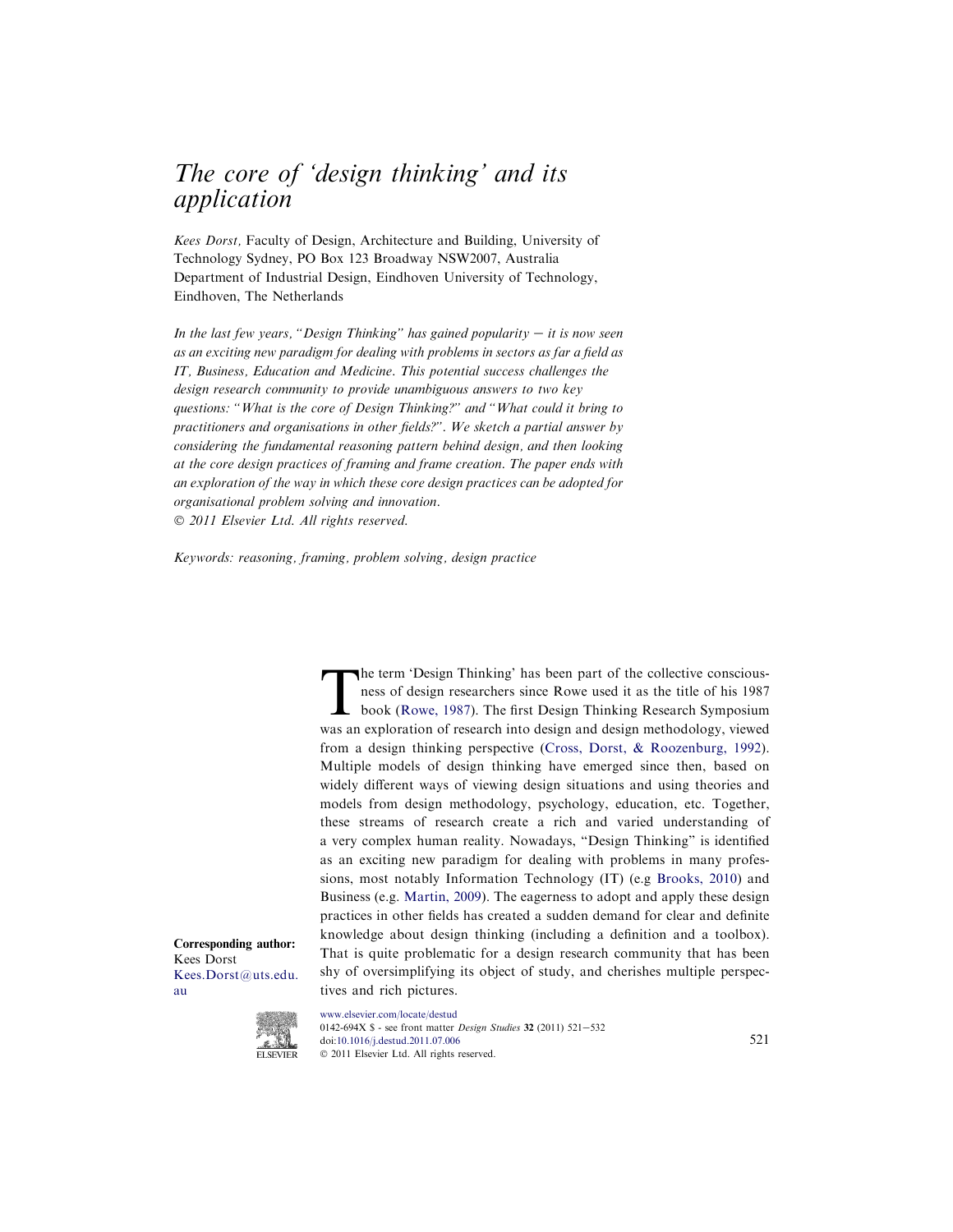# *The core of 'design thinking' and its application*

*Kees Dorst,* Faculty of Design, Architecture and Building, University of Technology Sydney, PO Box 123 Broadway NSW2007, Australia Department of Industrial Design, Eindhoven University of Technology, Eindhoven, The Netherlands

*In the last few years, "Design Thinking" has gained popularity – it is now seen as an exciting new paradigm for dealing with problems in sectors as far a field as IT, Business, Education and Medicine. This potential success challenges the design research community to provide unambiguous answers to two key questions: "What is the core of Design Thinking?" and "What could it bring to practitioners and organisations in other fields?". We sketch a partial answer by considering the fundamental reasoning pattern behind design, and then looking at the core design practices of framing and frame creation. The paper ends with an exploration of the way in which these core design practices can be adopted for organisational problem solving and innovation.*

*© 2011 Elsevier Ltd. All rights reserved.*

*Keywords: reasoning, framing, problem solving, design practice*

The term 'Design Thinking' has been part of the collective consciousness of design researchers since Rowe used it as the title of his 1987 book (Rowe, 1987). The first Design Thinking Research Symposium was an exploration of research into design and design methodology, viewed from a design thinking perspective (Cross, Dorst, & Roozenburg, 1992). Multiple models of design thinking have emerged since then, based on widely different ways of viewing design situations and using theories and models from design methodology, psychology, education, etc. Together, these streams of research create a rich and varied understanding of a very complex human reality. Nowadays, "Design Thinking" is identified as an exciting new paradigm for dealing with problems in many professions, most notably Information Technology (IT) (e.g Brooks, 2010) and Business (e.g. Martin, 2009). The eagerness to adopt and apply these design practices in other fields has created a sudden demand for clear and definite knowledge about design thinking (including a definition and a toolbox). That is quite problematic for a design research community that has been shy of oversimplifying its object of study, and cherishes multiple perspectives and rich pictures.

**Corresponding author:**
Kees Dorst
Kees.Dorst@uts.edu.au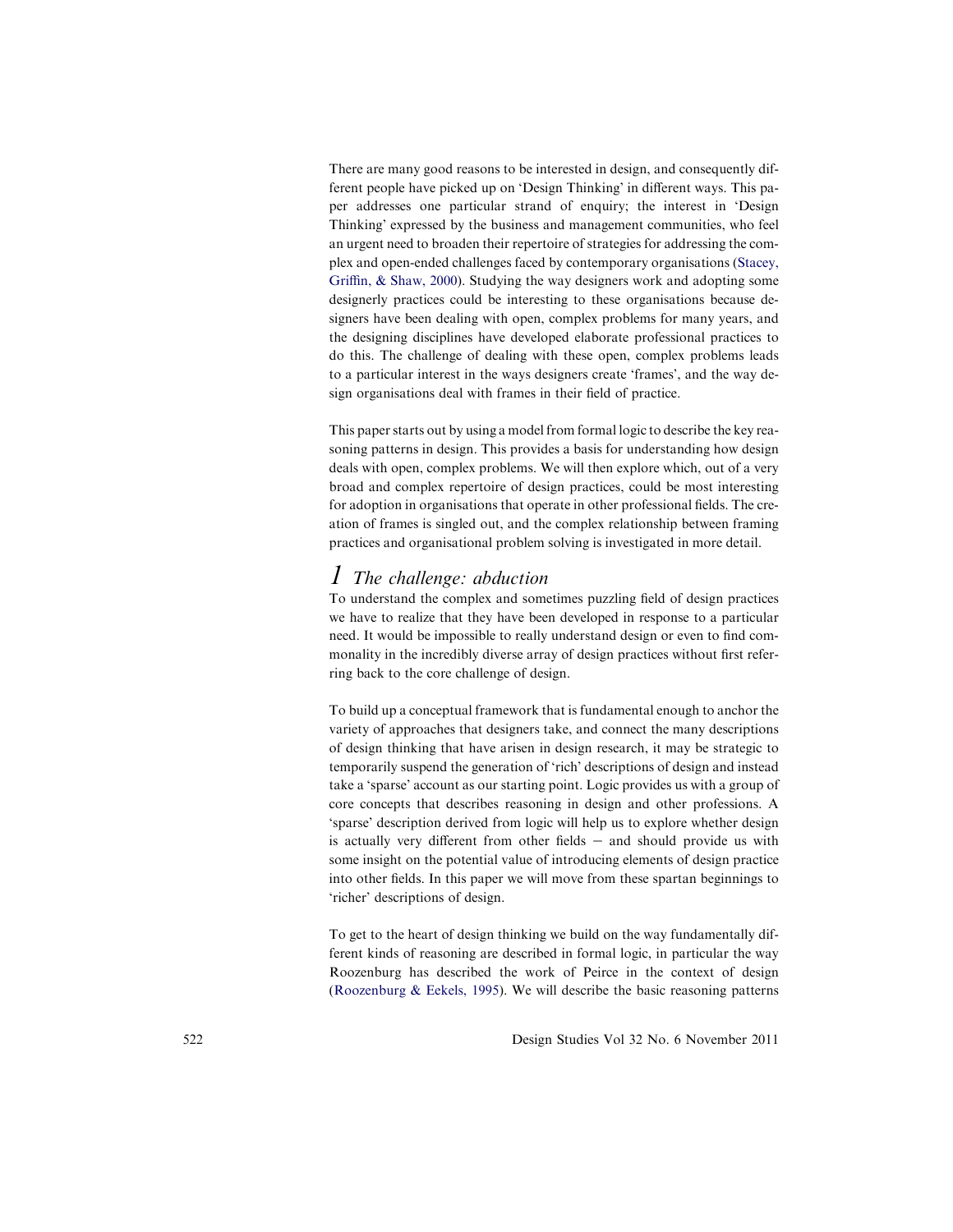There are many good reasons to be interested in design, and consequently different people have picked up on 'Design Thinking' in different ways. This paper addresses one particular strand of enquiry; the interest in 'Design Thinking' expressed by the business and management communities, who feel an urgent need to broaden their repertoire of strategies for addressing the complex and open-ended challenges faced by contemporary organisations (Stacey, Griffin, & Shaw, 2000). Studying the way designers work and adopting some designerly practices could be interesting to these organisations because designers have been dealing with open, complex problems for many years, and the designing disciplines have developed elaborate professional practices to do this. The challenge of dealing with these open, complex problems leads to a particular interest in the ways designers create 'frames', and the way design organisations deal with frames in their field of practice.

This paper starts out by using a model from formal logic to describe the key reasoning patterns in design. This provides a basis for understanding how design deals with open, complex problems. We will then explore which, out of a very broad and complex repertoire of design practices, could be most interesting for adoption in organisations that operate in other professional fields. The creation of frames is singled out, and the complex relationship between framing practices and organisational problem solving is investigated in more detail.

# 1 The challenge: abduction

To understand the complex and sometimes puzzling field of design practices we have to realize that they have been developed in response to a particular need. It would be impossible to really understand design or even to find commonality in the incredibly diverse array of design practices without first referring back to the core challenge of design.

To build up a conceptual framework that is fundamental enough to anchor the variety of approaches that designers take, and connect the many descriptions of design thinking that have arisen in design research, it may be strategic to temporarily suspend the generation of 'rich' descriptions of design and instead take a 'sparse' account as our starting point. Logic provides us with a group of core concepts that describes reasoning in design and other professions. A 'sparse' description derived from logic will help us to explore whether design is actually very different from other fields – and should provide us with some insight on the potential value of introducing elements of design practice into other fields. In this paper we will move from these spartan beginnings to 'richer' descriptions of design.

To get to the heart of design thinking we build on the way fundamentally different kinds of reasoning are described in formal logic, in particular the way Roozenburg has described the work of Peirce in the context of design (Roozenburg & Eekels, 1995). We will describe the basic reasoning patterns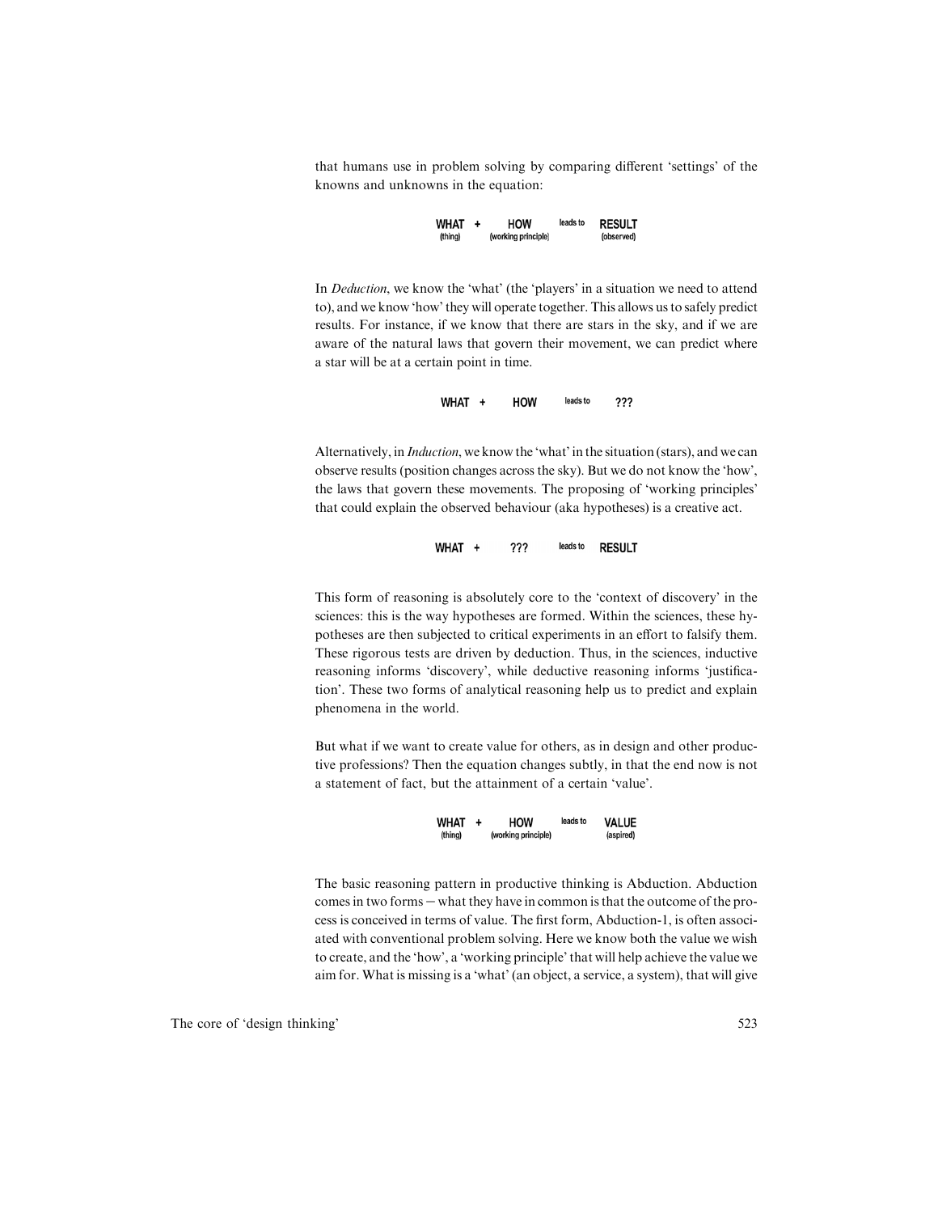that humans use in problem solving by comparing different 'settings' of the knowns and unknowns in the equation:

WHAT + HOW leads to RESULT
(thing) (working principle) (observed)

In *Deduction*, we know the 'what' (the 'players' in a situation we need to attend to), and we know 'how' they will operate together. This allows us to safely predict results. For instance, if we know that there are stars in the sky, and if we are aware of the natural laws that govern their movement, we can predict where a star will be at a certain point in time.

WHAT + HOW leads to ???

Alternatively, in *Induction*, we know the 'what' in the situation (stars), and we can observe results (position changes across the sky). But we do not know the 'how', the laws that govern these movements. The proposing of 'working principles' that could explain the observed behaviour (aka hypotheses) is a creative act.

WHAT + ??? leads to RESULT

This form of reasoning is absolutely core to the 'context of discovery' in the sciences: this is the way hypotheses are formed. Within the sciences, these hypotheses are then subjected to critical experiments in an effort to falsify them. These rigorous tests are driven by deduction. Thus, in the sciences, inductive reasoning informs 'discovery', while deductive reasoning informs 'justification'. These two forms of analytical reasoning help us to predict and explain phenomena in the world.

But what if we want to create value for others, as in design and other productive professions? Then the equation changes subtly, in that the end now is not a statement of fact, but the attainment of a certain 'value'.

WHAT + HOW leads to VALUE
(thing) (working principle) (aspired)

The basic reasoning pattern in productive thinking is Abduction. Abduction comes in two forms – what they have in common is that the outcome of the process is conceived in terms of value. The first form, Abduction-1, is often associated with conventional problem solving. Here we know both the value we wish to create, and the 'how', a 'working principle' that will help achieve the value we aim for. What is missing is a 'what' (an object, a service, a system), that will give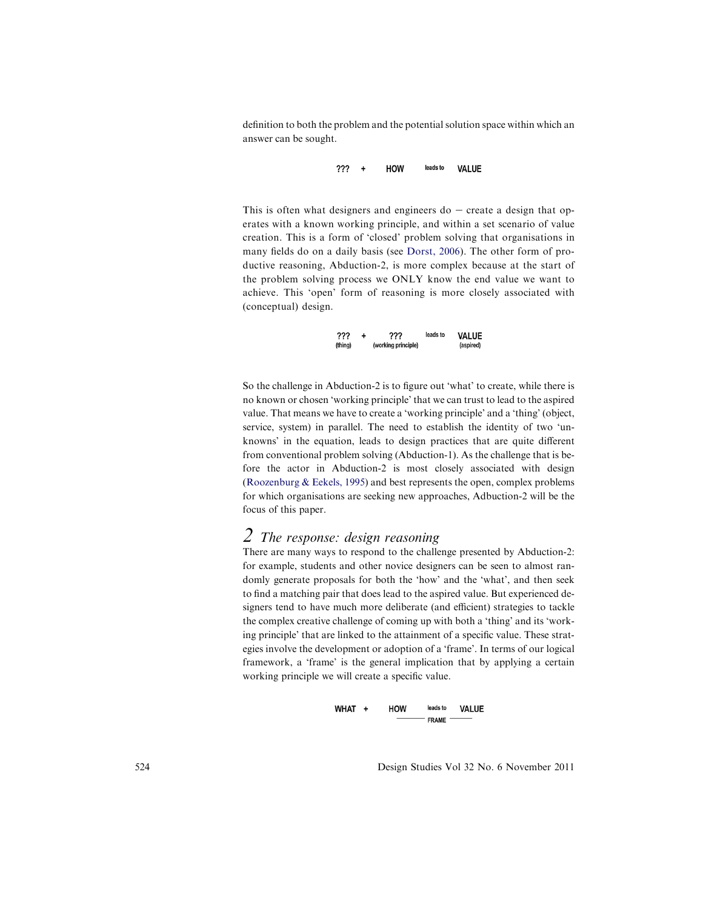definition to both the problem and the potential solution space within which an answer can be sought.

??? + HOW leads to VALUE

This is often what designers and engineers do – create a design that operates with a known working principle, and within a set scenario of value creation. This is a form of 'closed' problem solving that organisations in many fields do on a daily basis (see Dorst, 2006). The other form of productive reasoning, Abduction-2, is more complex because at the start of the problem solving process we ONLY know the end value we want to achieve. This 'open' form of reasoning is more closely associated with (conceptual) design.

??? (thing) + ??? (working principle) leads to VALUE (aspired)

So the challenge in Abduction-2 is to figure out 'what' to create, while there is no known or chosen 'working principle' that we can trust to lead to the aspired value. That means we have to create a 'working principle' and a 'thing' (object, service, system) in parallel. The need to establish the identity of two 'unknowns' in the equation, leads to design practices that are quite different from conventional problem solving (Abduction-1). As the challenge that is before the actor in Abduction-2 is most closely associated with design (Roozenburg & Eekels, 1995) and best represents the open, complex problems for which organisations are seeking new approaches, Adbuction-2 will be the focus of this paper.

## 2 The response: design reasoning

There are many ways to respond to the challenge presented by Abduction-2: for example, students and other novice designers can be seen to almost randomly generate proposals for both the 'how' and the 'what', and then seek to find a matching pair that does lead to the aspired value. But experienced designers tend to have much more deliberate (and efficient) strategies to tackle the complex creative challenge of coming up with both a 'thing' and its 'working principle' that are linked to the attainment of a specific value. These strategies involve the development or adoption of a 'frame'. In terms of our logical framework, a 'frame' is the general implication that by applying a certain working principle we will create a specific value.

WHAT + HOW leads to VALUE
(FRAME: HOW leads to VALUE)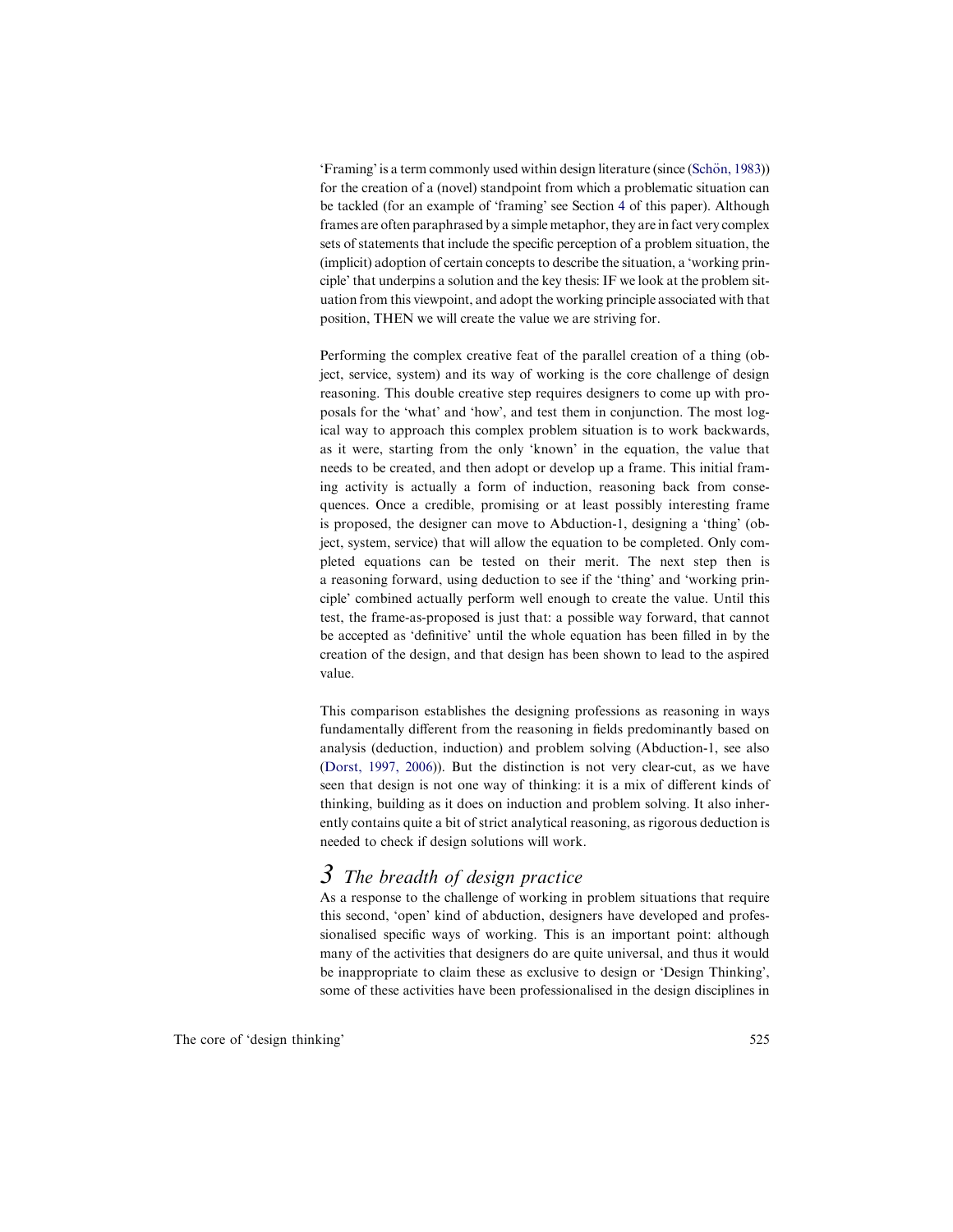'Framing' is a term commonly used within design literature (since (Schön, 1983)) for the creation of a (novel) standpoint from which a problematic situation can be tackled (for an example of 'framing' see Section 4 of this paper). Although frames are often paraphrased by a simple metaphor, they are in fact very complex sets of statements that include the specific perception of a problem situation, the (implicit) adoption of certain concepts to describe the situation, a 'working principle' that underpins a solution and the key thesis: IF we look at the problem situation from this viewpoint, and adopt the working principle associated with that position, THEN we will create the value we are striving for.

Performing the complex creative feat of the parallel creation of a thing (object, service, system) and its way of working is the core challenge of design reasoning. This double creative step requires designers to come up with proposals for the 'what' and 'how', and test them in conjunction. The most logical way to approach this complex problem situation is to work backwards, as it were, starting from the only 'known' in the equation, the value that needs to be created, and then adopt or develop up a frame. This initial framing activity is actually a form of induction, reasoning back from consequences. Once a credible, promising or at least possibly interesting frame is proposed, the designer can move to Abduction-1, designing a 'thing' (object, system, service) that will allow the equation to be completed. Only completed equations can be tested on their merit. The next step then is a reasoning forward, using deduction to see if the 'thing' and 'working principle' combined actually perform well enough to create the value. Until this test, the frame-as-proposed is just that: a possible way forward, that cannot be accepted as 'definitive' until the whole equation has been filled in by the creation of the design, and that design has been shown to lead to the aspired value.

This comparison establishes the designing professions as reasoning in ways fundamentally different from the reasoning in fields predominantly based on analysis (deduction, induction) and problem solving (Abduction-1, see also (Dorst, 1997, 2006)). But the distinction is not very clear-cut, as we have seen that design is not one way of thinking: it is a mix of different kinds of thinking, building as it does on induction and problem solving. It also inherently contains quite a bit of strict analytical reasoning, as rigorous deduction is needed to check if design solutions will work.

## 3 The breadth of design practice

As a response to the challenge of working in problem situations that require this second, 'open' kind of abduction, designers have developed and professionalised specific ways of working. This is an important point: although many of the activities that designers do are quite universal, and thus it would be inappropriate to claim these as exclusive to design or 'Design Thinking', some of these activities have been professionalised in the design disciplines in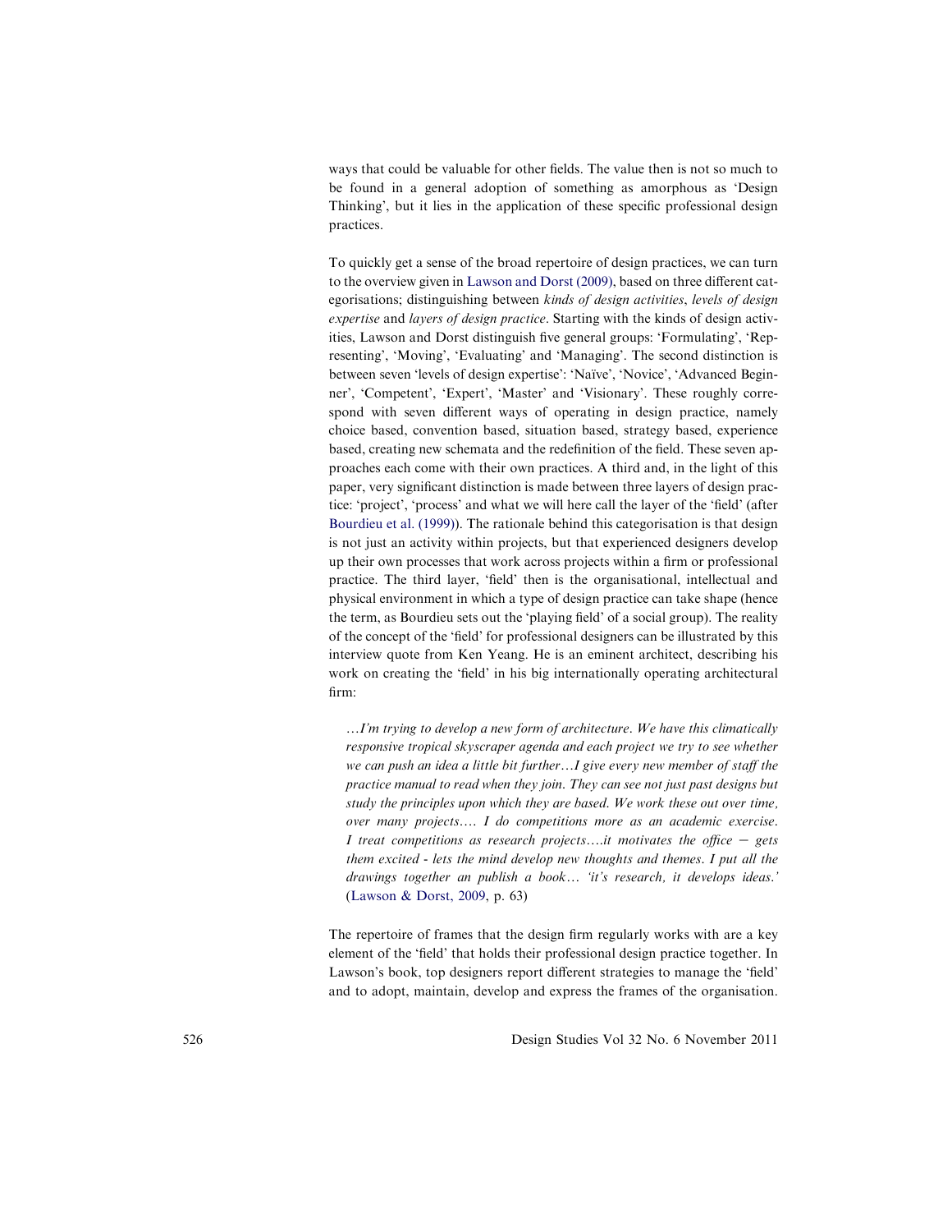ways that could be valuable for other fields. The value then is not so much to be found in a general adoption of something as amorphous as 'Design Thinking', but it lies in the application of these specific professional design practices.

To quickly get a sense of the broad repertoire of design practices, we can turn to the overview given in Lawson and Dorst (2009), based on three different categorisations; distinguishing between *kinds of design activities*, *levels of design expertise* and *layers of design practice*. Starting with the kinds of design activities, Lawson and Dorst distinguish five general groups: 'Formulating', 'Representing', 'Moving', 'Evaluating' and 'Managing'. The second distinction is between seven 'levels of design expertise': 'Naïve', 'Novice', 'Advanced Beginner', 'Competent', 'Expert', 'Master' and 'Visionary'. These roughly correspond with seven different ways of operating in design practice, namely choice based, convention based, situation based, strategy based, experience based, creating new schemata and the redefinition of the field. These seven approaches each come with their own practices. A third and, in the light of this paper, very significant distinction is made between three layers of design practice: 'project', 'process' and what we will here call the layer of the 'field' (after Bourdieu et al. (1999)). The rationale behind this categorisation is that design is not just an activity within projects, but that experienced designers develop up their own processes that work across projects within a firm or professional practice. The third layer, 'field' then is the organisational, intellectual and physical environment in which a type of design practice can take shape (hence the term, as Bourdieu sets out the 'playing field' of a social group). The reality of the concept of the 'field' for professional designers can be illustrated by this interview quote from Ken Yeang. He is an eminent architect, describing his work on creating the 'field' in his big internationally operating architectural firm:

> *…I'm trying to develop a new form of architecture. We have this climatically responsive tropical skyscraper agenda and each project we try to see whether we can push an idea a little bit further…I give every new member of staff the practice manual to read when they join. They can see not just past designs but study the principles upon which they are based. We work these out over time, over many projects…. I do competitions more as an academic exercise. I treat competitions as research projects….it motivates the office – gets them excited - lets the mind develop new thoughts and themes. I put all the drawings together an publish a book… 'it's research, it develops ideas.'* (Lawson & Dorst, 2009, p. 63)

The repertoire of frames that the design firm regularly works with are a key element of the 'field' that holds their professional design practice together. In Lawson's book, top designers report different strategies to manage the 'field' and to adopt, maintain, develop and express the frames of the organisation.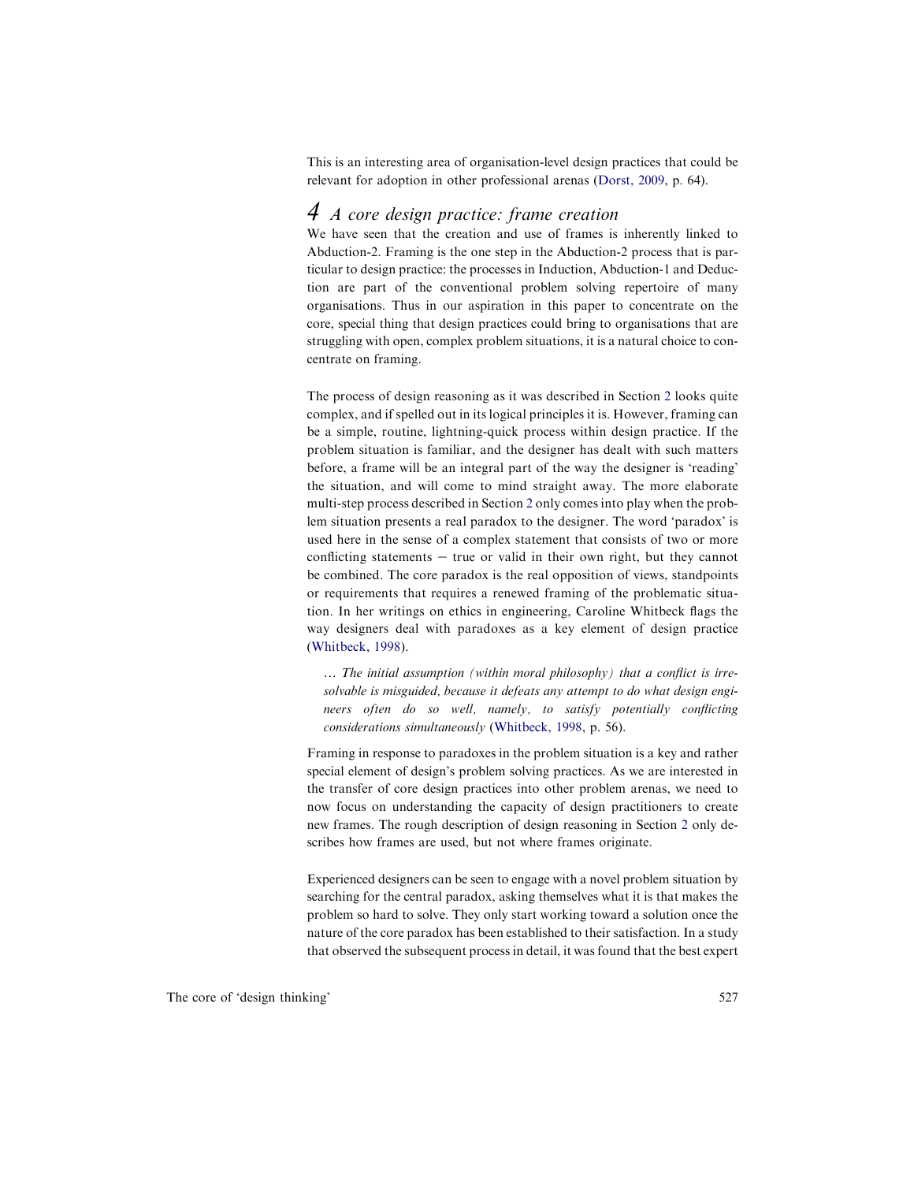This is an interesting area of organisation-level design practices that could be relevant for adoption in other professional arenas (Dorst, 2009, p. 64).

## 4 A core design practice: frame creation

We have seen that the creation and use of frames is inherently linked to Abduction-2. Framing is the one step in the Abduction-2 process that is particular to design practice: the processes in Induction, Abduction-1 and Deduction are part of the conventional problem solving repertoire of many organisations. Thus in our aspiration in this paper to concentrate on the core, special thing that design practices could bring to organisations that are struggling with open, complex problem situations, it is a natural choice to concentrate on framing.

The process of design reasoning as it was described in Section 2 looks quite complex, and if spelled out in its logical principles it is. However, framing can be a simple, routine, lightning-quick process within design practice. If the problem situation is familiar, and the designer has dealt with such matters before, a frame will be an integral part of the way the designer is 'reading' the situation, and will come to mind straight away. The more elaborate multi-step process described in Section 2 only comes into play when the problem situation presents a real paradox to the designer. The word 'paradox' is used here in the sense of a complex statement that consists of two or more conflicting statements − true or valid in their own right, but they cannot be combined. The core paradox is the real opposition of views, standpoints or requirements that requires a renewed framing of the problematic situation. In her writings on ethics in engineering, Caroline Whitbeck flags the way designers deal with paradoxes as a key element of design practice (Whitbeck, 1998).

> … *The initial assumption (within moral philosophy) that a conflict is irresolvable is misguided, because it defeats any attempt to do what design engineers often do so well, namely, to satisfy potentially conflicting considerations simultaneously* (Whitbeck, 1998, p. 56).

Framing in response to paradoxes in the problem situation is a key and rather special element of design's problem solving practices. As we are interested in the transfer of core design practices into other problem arenas, we need to now focus on understanding the capacity of design practitioners to create new frames. The rough description of design reasoning in Section 2 only describes how frames are used, but not where frames originate.

Experienced designers can be seen to engage with a novel problem situation by searching for the central paradox, asking themselves what it is that makes the problem so hard to solve. They only start working toward a solution once the nature of the core paradox has been established to their satisfaction. In a study that observed the subsequent process in detail, it was found that the best expert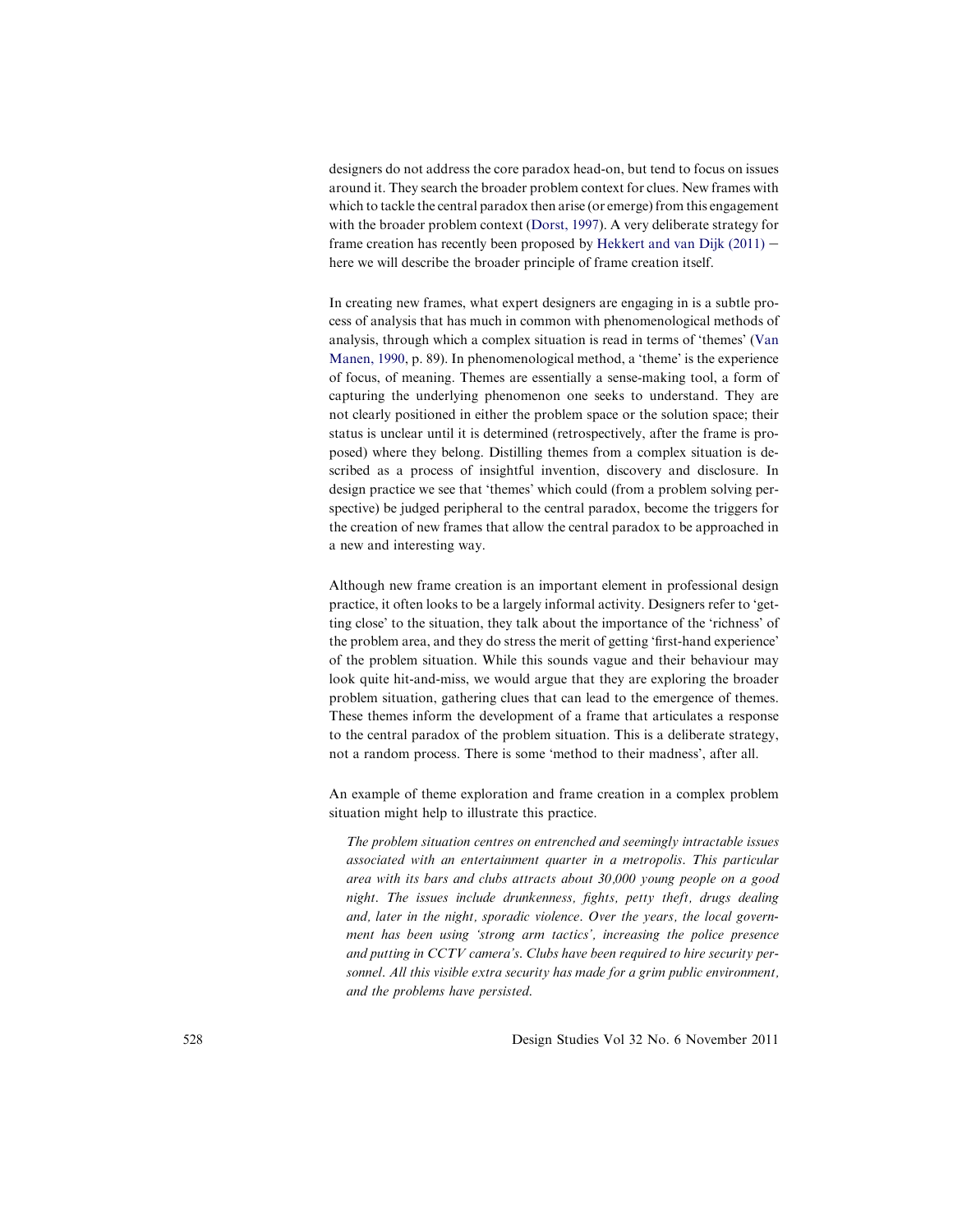designers do not address the core paradox head-on, but tend to focus on issues around it. They search the broader problem context for clues. New frames with which to tackle the central paradox then arise (or emerge) from this engagement with the broader problem context (Dorst, 1997). A very deliberate strategy for frame creation has recently been proposed by Hekkert and van Dijk (2011) – here we will describe the broader principle of frame creation itself.

In creating new frames, what expert designers are engaging in is a subtle process of analysis that has much in common with phenomenological methods of analysis, through which a complex situation is read in terms of 'themes' (Van Manen, 1990, p. 89). In phenomenological method, a 'theme' is the experience of focus, of meaning. Themes are essentially a sense-making tool, a form of capturing the underlying phenomenon one seeks to understand. They are not clearly positioned in either the problem space or the solution space; their status is unclear until it is determined (retrospectively, after the frame is proposed) where they belong. Distilling themes from a complex situation is described as a process of insightful invention, discovery and disclosure. In design practice we see that 'themes' which could (from a problem solving perspective) be judged peripheral to the central paradox, become the triggers for the creation of new frames that allow the central paradox to be approached in a new and interesting way.

Although new frame creation is an important element in professional design practice, it often looks to be a largely informal activity. Designers refer to 'getting close' to the situation, they talk about the importance of the 'richness' of the problem area, and they do stress the merit of getting 'first-hand experience' of the problem situation. While this sounds vague and their behaviour may look quite hit-and-miss, we would argue that they are exploring the broader problem situation, gathering clues that can lead to the emergence of themes. These themes inform the development of a frame that articulates a response to the central paradox of the problem situation. This is a deliberate strategy, not a random process. There is some 'method to their madness', after all.

An example of theme exploration and frame creation in a complex problem situation might help to illustrate this practice.

> *The problem situation centres on entrenched and seemingly intractable issues associated with an entertainment quarter in a metropolis. This particular area with its bars and clubs attracts about 30,000 young people on a good night. The issues include drunkenness, fights, petty theft, drugs dealing and, later in the night, sporadic violence. Over the years, the local government has been using 'strong arm tactics', increasing the police presence and putting in CCTV camera's. Clubs have been required to hire security personnel. All this visible extra security has made for a grim public environment, and the problems have persisted.*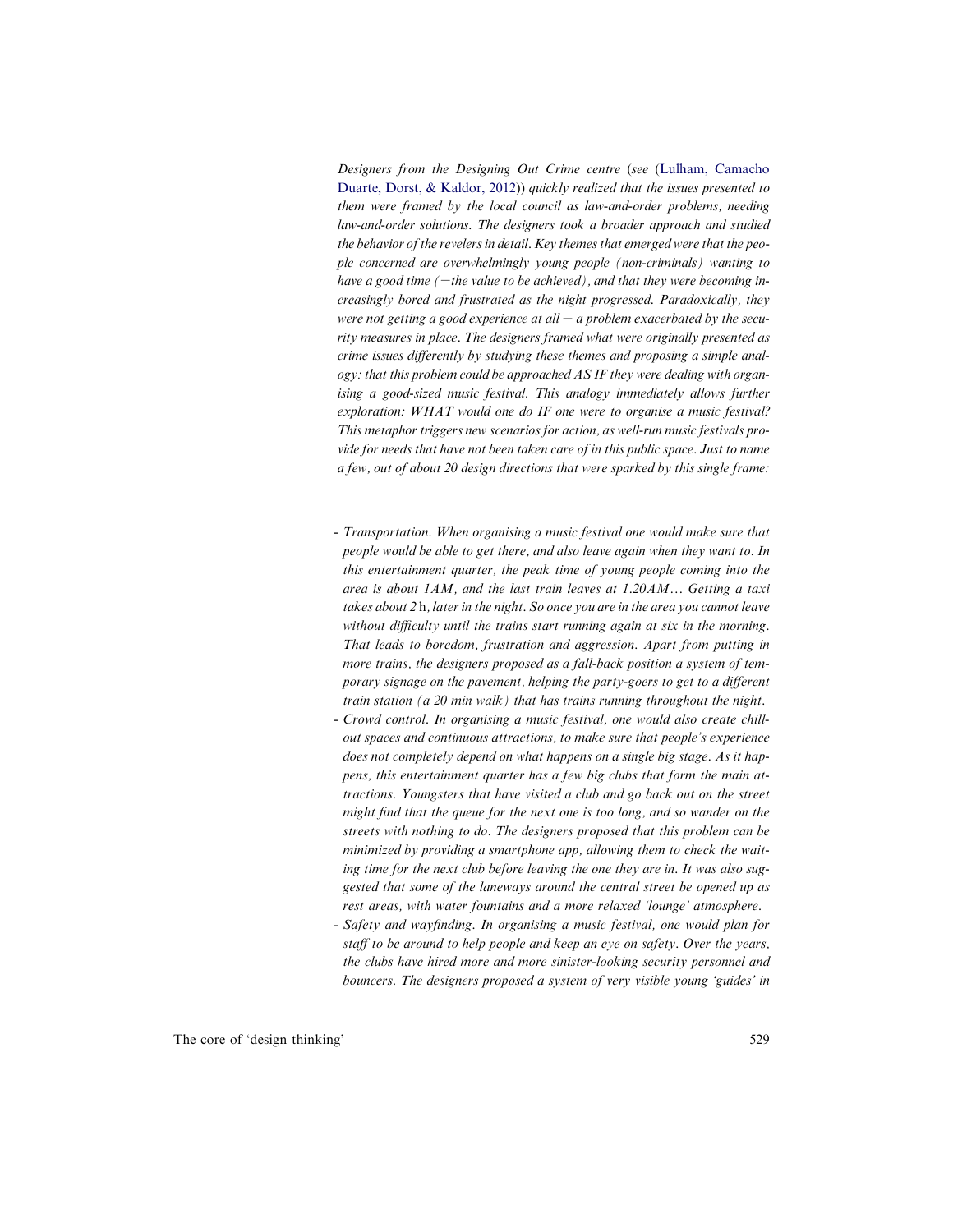*Designers from the Designing Out Crime centre (see* (Lulham, Camacho Duarte, Dorst, & Kaldor, 2012)) *quickly realized that the issues presented to them were framed by the local council as law-and-order problems, needing law-and-order solutions. The designers took a broader approach and studied the behavior of the revelers in detail. Key themes that emerged were that the people concerned are overwhelmingly young people (non-criminals) wanting to have a good time (=the value to be achieved), and that they were becoming increasingly bored and frustrated as the night progressed. Paradoxically, they were not getting a good experience at all – a problem exacerbated by the security measures in place. The designers framed what were originally presented as crime issues differently by studying these themes and proposing a simple analogy: that this problem could be approached AS IF they were dealing with organising a good-sized music festival. This analogy immediately allows further exploration: WHAT would one do IF one were to organise a music festival? This metaphor triggers new scenarios for action, as well-run music festivals provide for needs that have not been taken care of in this public space. Just to name a few, out of about 20 design directions that were sparked by this single frame:*

- *Transportation. When organising a music festival one would make sure that people would be able to get there, and also leave again when they want to. In this entertainment quarter, the peak time of young people coming into the area is about 1AM, and the last train leaves at 1.20AM… Getting a taxi takes about 2* h*, later in the night. So once you are in the area you cannot leave without difficulty until the trains start running again at six in the morning. That leads to boredom, frustration and aggression. Apart from putting in more trains, the designers proposed as a fall-back position a system of temporary signage on the pavement, helping the party-goers to get to a different train station (a 20 min walk) that has trains running throughout the night.*
- *Crowd control. In organising a music festival, one would also create chill-out spaces and continuous attractions, to make sure that people's experience does not completely depend on what happens on a single big stage. As it happens, this entertainment quarter has a few big clubs that form the main attractions. Youngsters that have visited a club and go back out on the street might find that the queue for the next one is too long, and so wander on the streets with nothing to do. The designers proposed that this problem can be minimized by providing a smartphone app, allowing them to check the waiting time for the next club before leaving the one they are in. It was also suggested that some of the laneways around the central street be opened up as rest areas, with water fountains and a more relaxed 'lounge' atmosphere.*
- *Safety and wayfinding. In organising a music festival, one would plan for staff to be around to help people and keep an eye on safety. Over the years, the clubs have hired more and more sinister-looking security personnel and bouncers. The designers proposed a system of very visible young 'guides' in*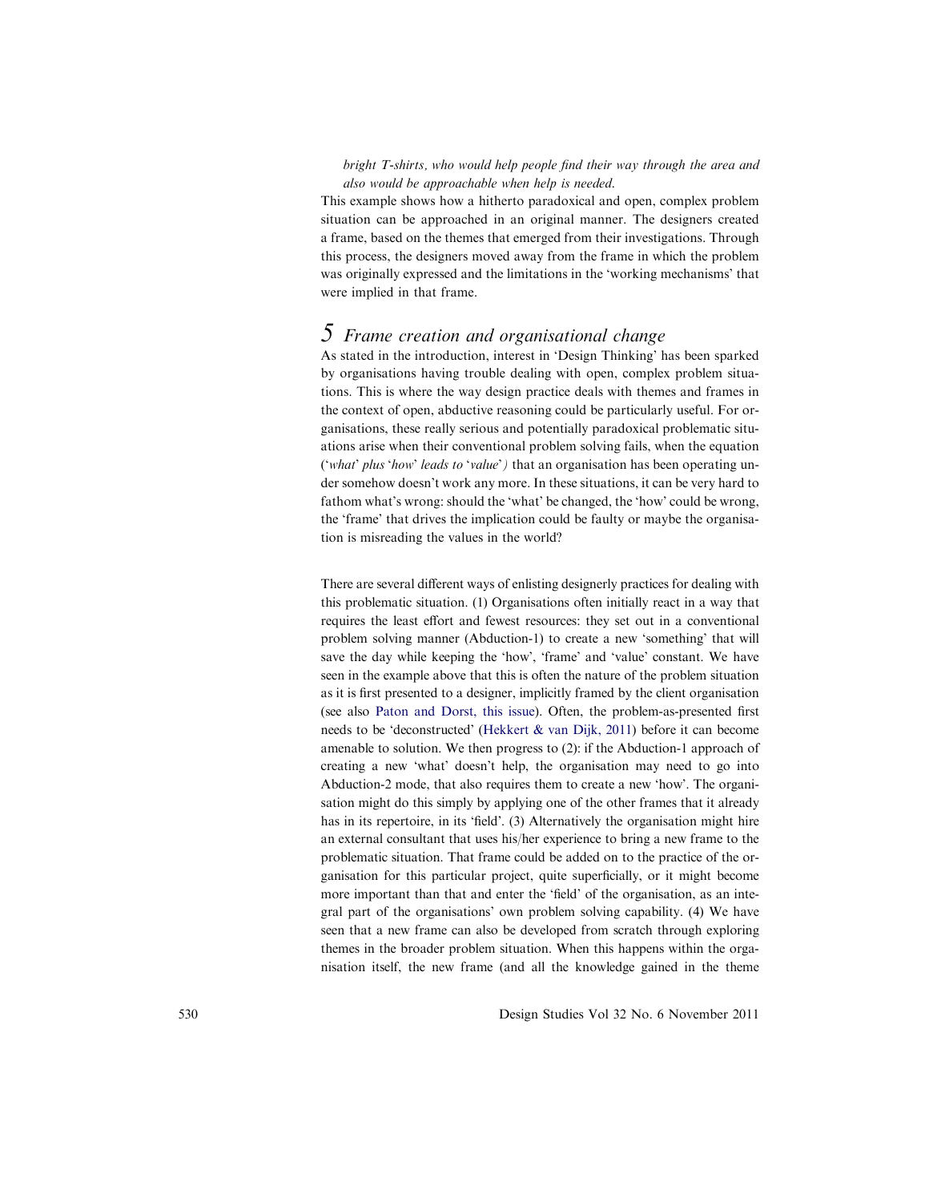*bright T-shirts, who would help people find their way through the area and also would be approachable when help is needed.*

This example shows how a hitherto paradoxical and open, complex problem situation can be approached in an original manner. The designers created a frame, based on the themes that emerged from their investigations. Through this process, the designers moved away from the frame in which the problem was originally expressed and the limitations in the 'working mechanisms' that were implied in that frame.

## 5 *Frame creation and organisational change*

As stated in the introduction, interest in 'Design Thinking' has been sparked by organisations having trouble dealing with open, complex problem situations. This is where the way design practice deals with themes and frames in the context of open, abductive reasoning could be particularly useful. For organisations, these really serious and potentially paradoxical problematic situations arise when their conventional problem solving fails, when the equation ('*what*' *plus* '*how*' *leads to* '*value*') that an organisation has been operating under somehow doesn't work any more. In these situations, it can be very hard to fathom what's wrong: should the 'what' be changed, the 'how' could be wrong, the 'frame' that drives the implication could be faulty or maybe the organisation is misreading the values in the world?

There are several different ways of enlisting designerly practices for dealing with this problematic situation. (1) Organisations often initially react in a way that requires the least effort and fewest resources: they set out in a conventional problem solving manner (Abduction-1) to create a new 'something' that will save the day while keeping the 'how', 'frame' and 'value' constant. We have seen in the example above that this is often the nature of the problem situation as it is first presented to a designer, implicitly framed by the client organisation (see also Paton and Dorst, this issue). Often, the problem-as-presented first needs to be 'deconstructed' (Hekkert & van Dijk, 2011) before it can become amenable to solution. We then progress to (2): if the Abduction-1 approach of creating a new 'what' doesn't help, the organisation may need to go into Abduction-2 mode, that also requires them to create a new 'how'. The organisation might do this simply by applying one of the other frames that it already has in its repertoire, in its 'field'. (3) Alternatively the organisation might hire an external consultant that uses his/her experience to bring a new frame to the problematic situation. That frame could be added on to the practice of the organisation for this particular project, quite superficially, or it might become more important than that and enter the 'field' of the organisation, as an integral part of the organisations' own problem solving capability. (4) We have seen that a new frame can also be developed from scratch through exploring themes in the broader problem situation. When this happens within the organisation itself, the new frame (and all the knowledge gained in the theme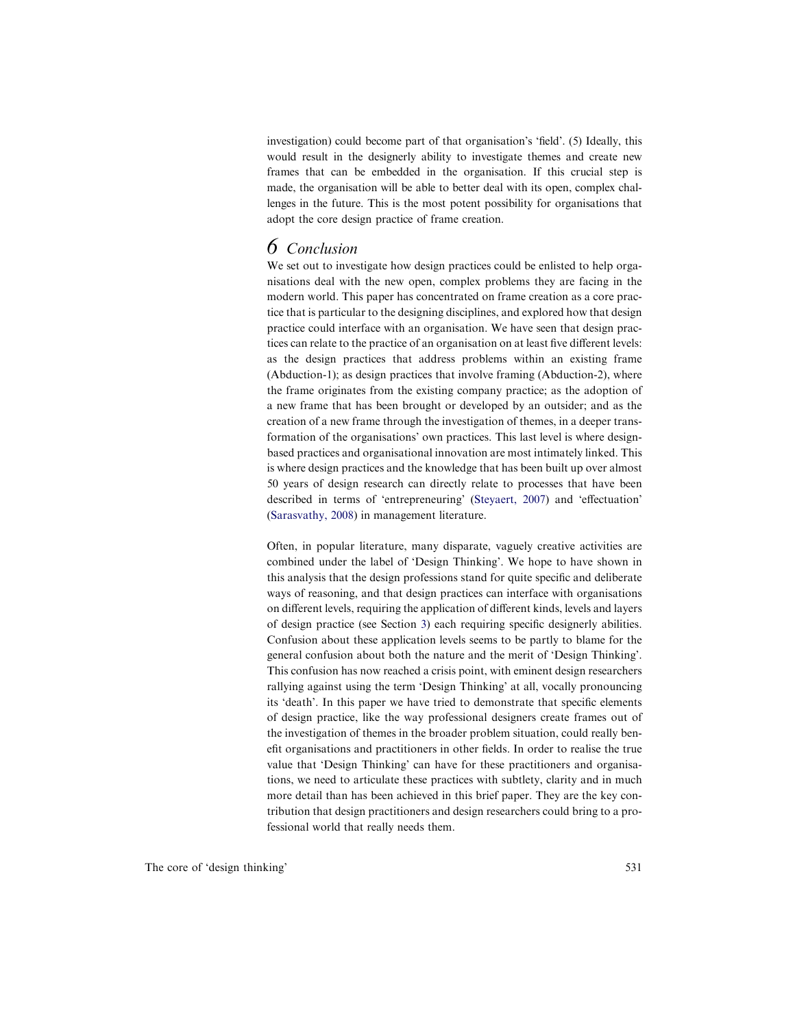investigation) could become part of that organisation's 'field'. (5) Ideally, this would result in the designerly ability to investigate themes and create new frames that can be embedded in the organisation. If this crucial step is made, the organisation will be able to better deal with its open, complex challenges in the future. This is the most potent possibility for organisations that adopt the core design practice of frame creation.

## 6 Conclusion

We set out to investigate how design practices could be enlisted to help organisations deal with the new open, complex problems they are facing in the modern world. This paper has concentrated on frame creation as a core practice that is particular to the designing disciplines, and explored how that design practice could interface with an organisation. We have seen that design practices can relate to the practice of an organisation on at least five different levels: as the design practices that address problems within an existing frame (Abduction-1); as design practices that involve framing (Abduction-2), where the frame originates from the existing company practice; as the adoption of a new frame that has been brought or developed by an outsider; and as the creation of a new frame through the investigation of themes, in a deeper transformation of the organisations' own practices. This last level is where design-based practices and organisational innovation are most intimately linked. This is where design practices and the knowledge that has been built up over almost 50 years of design research can directly relate to processes that have been described in terms of 'entrepreneuring' (Steyaert, 2007) and 'effectuation' (Sarasvathy, 2008) in management literature.

Often, in popular literature, many disparate, vaguely creative activities are combined under the label of 'Design Thinking'. We hope to have shown in this analysis that the design professions stand for quite specific and deliberate ways of reasoning, and that design practices can interface with organisations on different levels, requiring the application of different kinds, levels and layers of design practice (see Section 3) each requiring specific designerly abilities. Confusion about these application levels seems to be partly to blame for the general confusion about both the nature and the merit of 'Design Thinking'. This confusion has now reached a crisis point, with eminent design researchers rallying against using the term 'Design Thinking' at all, vocally pronouncing its 'death'. In this paper we have tried to demonstrate that specific elements of design practice, like the way professional designers create frames out of the investigation of themes in the broader problem situation, could really benefit organisations and practitioners in other fields. In order to realise the true value that 'Design Thinking' can have for these practitioners and organisations, we need to articulate these practices with subtlety, clarity and in much more detail than has been achieved in this brief paper. They are the key contribution that design practitioners and design researchers could bring to a professional world that really needs them.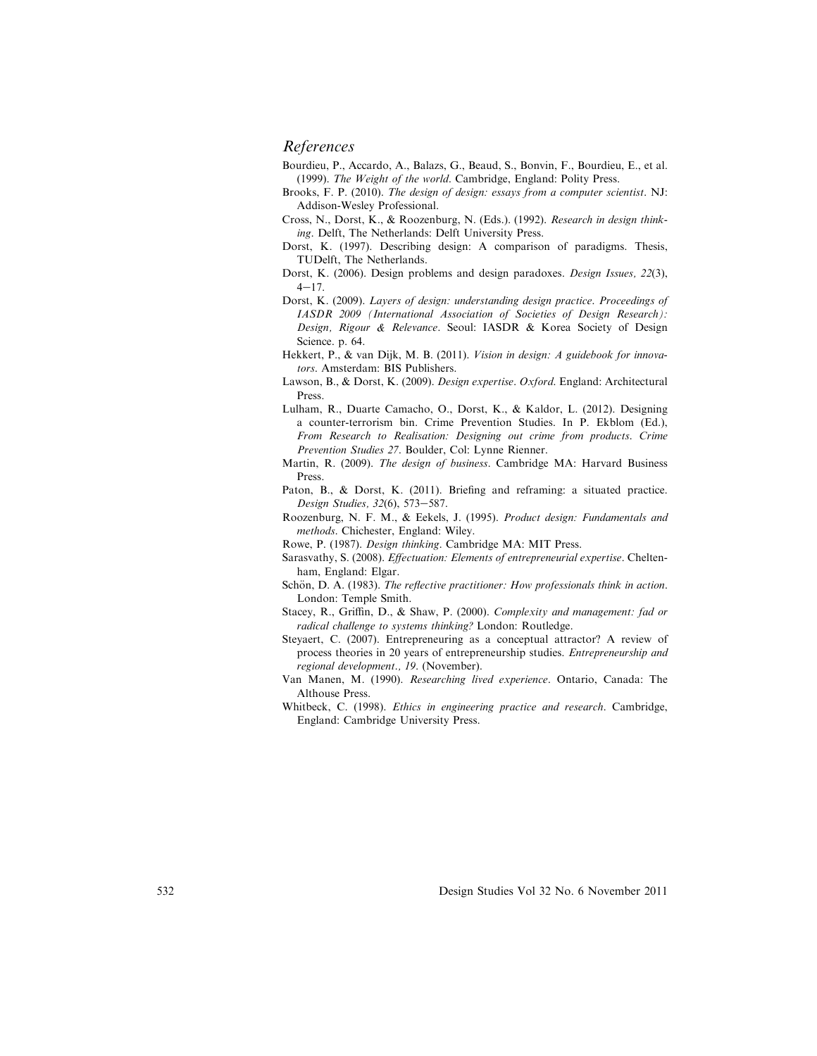## *References*

Bourdieu, P., Accardo, A., Balazs, G., Beaud, S., Bonvin, F., Bourdieu, E., et al. (1999). *The Weight of the world*. Cambridge, England: Polity Press.

Brooks, F. P. (2010). *The design of design: essays from a computer scientist*. NJ: Addison-Wesley Professional.

Cross, N., Dorst, K., & Roozenburg, N. (Eds.). (1992). *Research in design thinking*. Delft, The Netherlands: Delft University Press.

Dorst, K. (1997). Describing design: A comparison of paradigms. Thesis, TUDelft, The Netherlands.

Dorst, K. (2006). Design problems and design paradoxes. *Design Issues, 22*(3), 4–17.

Dorst, K. (2009). *Layers of design: understanding design practice*. *Proceedings of IASDR 2009 (International Association of Societies of Design Research): Design, Rigour & Relevance*. Seoul: IASDR & Korea Society of Design Science. p. 64.

Hekkert, P., & van Dijk, M. B. (2011). *Vision in design: A guidebook for innovators*. Amsterdam: BIS Publishers.

Lawson, B., & Dorst, K. (2009). *Design expertise*. *Oxford*. England: Architectural Press.

Lulham, R., Duarte Camacho, O., Dorst, K., & Kaldor, L. (2012). Designing a counter-terrorism bin. Crime Prevention Studies. In P. Ekblom (Ed.), *From Research to Realisation: Designing out crime from products*. *Crime Prevention Studies 27*. Boulder, Col: Lynne Rienner.

Martin, R. (2009). *The design of business*. Cambridge MA: Harvard Business Press.

Paton, B., & Dorst, K. (2011). Briefing and reframing: a situated practice. *Design Studies, 32*(6), 573–587.

Roozenburg, N. F. M., & Eekels, J. (1995). *Product design: Fundamentals and methods*. Chichester, England: Wiley.

Rowe, P. (1987). *Design thinking*. Cambridge MA: MIT Press.

Sarasvathy, S. (2008). *Effectuation: Elements of entrepreneurial expertise*. Cheltenham, England: Elgar.

Schön, D. A. (1983). *The reflective practitioner: How professionals think in action*. London: Temple Smith.

Stacey, R., Griffin, D., & Shaw, P. (2000). *Complexity and management: fad or radical challenge to systems thinking?* London: Routledge.

Steyaert, C. (2007). Entrepreneuring as a conceptual attractor? A review of process theories in 20 years of entrepreneurship studies. *Entrepreneurship and regional development., 19*. (November).

Van Manen, M. (1990). *Researching lived experience*. Ontario, Canada: The Althouse Press.

Whitbeck, C. (1998). *Ethics in engineering practice and research*. Cambridge, England: Cambridge University Press.